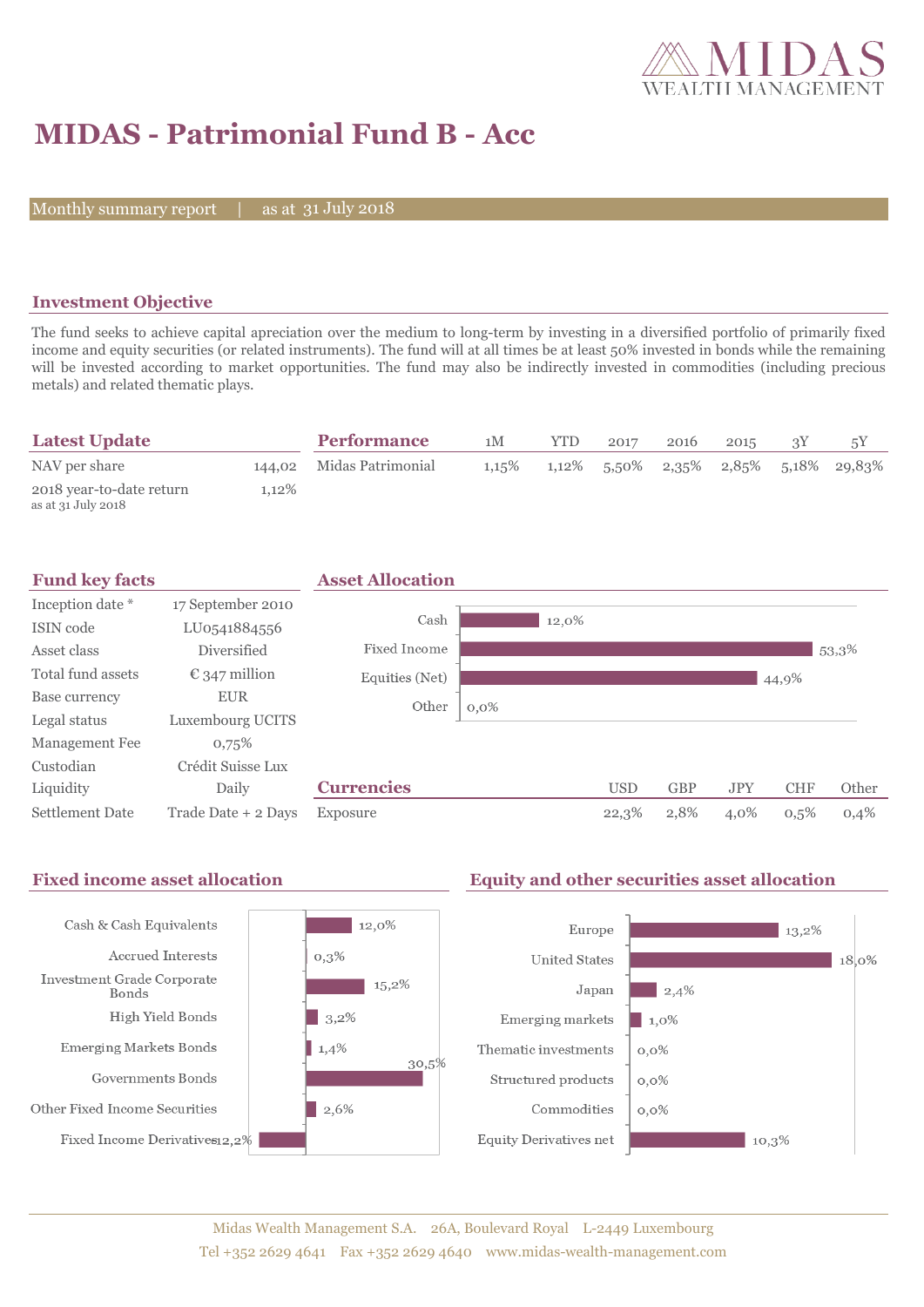# MIDAS - Patrimonial Fund B - Acc

Monthly summary report | as at 31 July 2018

## Investment Objective

The fund seeks to achieve capital apreciation over the medium to long-term by investing in a diversified portfolio of primarily fixed income and equity securities (or related instruments). The fund will at all times be at least 50% invested in bonds while the remaining will be invested according to market opportunities. The fund may also be indirectly invested in commodities (including precious metals) and related thematic plays.

## Latest Update

| | |
|---|---|
| NAV per share | 144,02 |
| 2018 year-to-date return<br>as at 31 July 2018 | 1,12% |

## Performance

| | 1M | YTD | 2017 | 2016 | 2015 | 3Y | 5Y |
|---|---|---|---|---|---|---|---|
| Midas Patrimonial | 1,15% | 1,12% | 5,50% | 2,35% | 2,85% | 5,18% | 29,83% |

## Fund key facts

| | |
|---|---|
| Inception date * | 17 September 2010 |
| ISIN code | LU0541884556 |
| Asset class | Diversified |
| Total fund assets | € 347 million |
| Base currency | EUR |
| Legal status | Luxembourg UCITS |
| Management Fee | 0,75% |
| Custodian | Crédit Suisse Lux |
| Liquidity | Daily |
| Settlement Date | Trade Date + 2 Days |

## Asset Allocation

| | |
|---|---|
| Cash | 12,0% |
| Fixed Income | 53,3% |
| Equities (Net) | 44,9% |
| Other | 0,0% |

## Currencies

| | USD | GBP | JPY | CHF | Other |
|---|---|---|---|---|---|
| Exposure | 22,3% | 2,8% | 4,0% | 0,5% | 0,4% |

## Fixed income asset allocation

| | |
|---|---|
| Cash & Cash Equivalents | 12,0% |
| Accrued Interests | 0,3% |
| Investment Grade Corporate Bonds | 15,2% |
| High Yield Bonds | 3,2% |
| Emerging Markets Bonds | 1,4% |
| Governments Bonds | 30,5% |
| Other Fixed Income Securities | 2,6% |
| Fixed Income Derivatives | -12,2% |

## Equity and other securities asset allocation

| | |
|---|---|
| Europe | 13,2% |
| United States | 18,0% |
| Japan | 2,4% |
| Emerging markets | 1,0% |
| Thematic investments | 0,0% |
| Structured products | 0,0% |
| Commodities | 0,0% |
| Equity Derivatives net | 10,3% |

Midas Wealth Management S.A. 26A, Boulevard Royal L-2449 Luxembourg
Tel +352 2629 4641 Fax +352 2629 4640 www.midas-wealth-management.com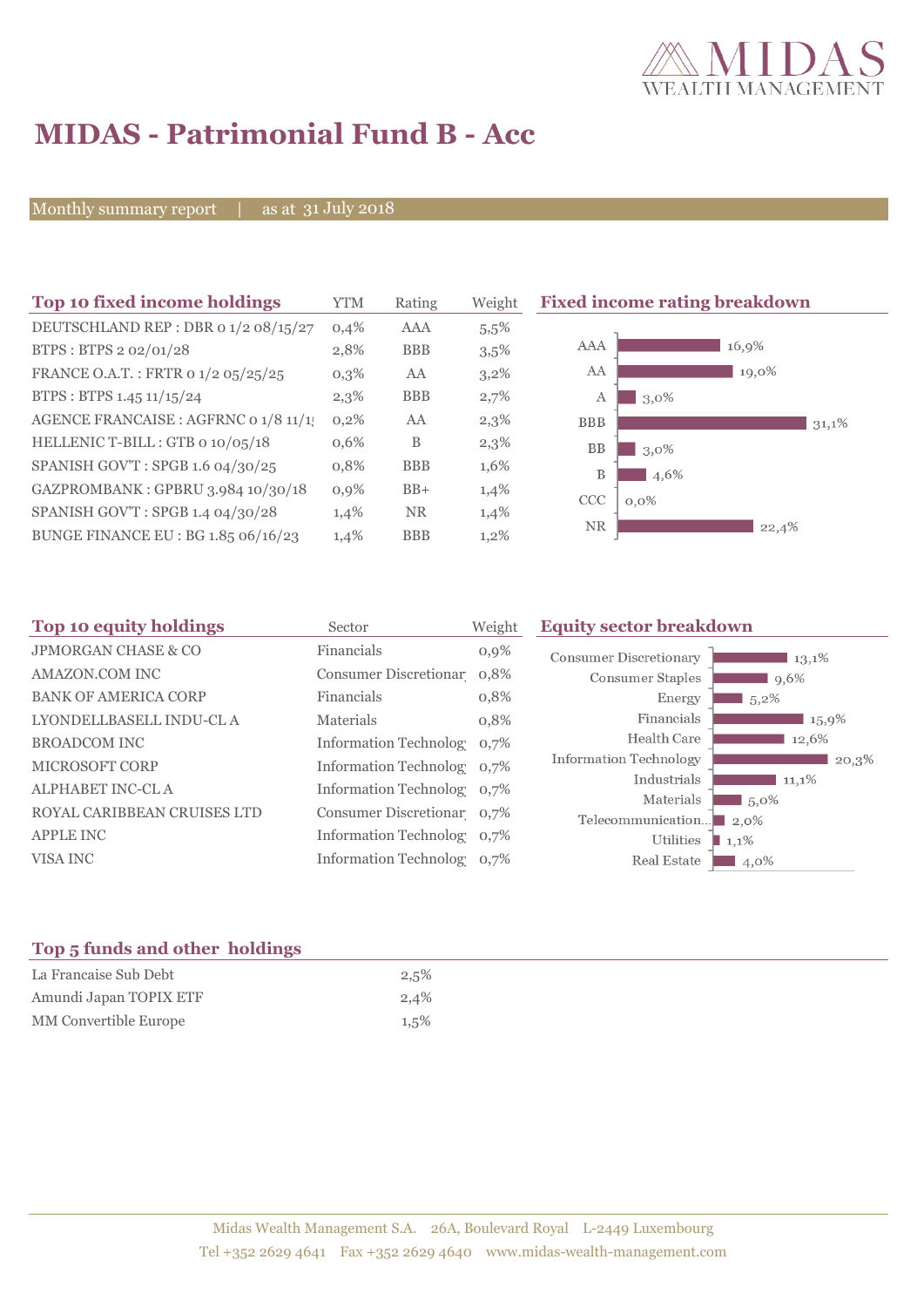# MIDAS - Patrimonial Fund B - Acc

Monthly summary report | as at 31 July 2018

## Top 10 fixed income holdings

| Top 10 fixed income holdings | YTM | Rating | Weight |
|---|---|---|---|
| DEUTSCHLAND REP : DBR 0 1/2 08/15/27 | 0,4% | AAA | 5,5% |
| BTPS : BTPS 2 02/01/28 | 2,8% | BBB | 3,5% |
| FRANCE O.A.T. : FRTR 0 1/2 05/25/25 | 0,3% | AA | 3,2% |
| BTPS : BTPS 1.45 11/15/24 | 2,3% | BBB | 2,7% |
| AGENCE FRANCAISE : AGFRNC 0 1/8 11/1 | 0,2% | AA | 2,3% |
| HELLENIC T-BILL : GTB 0 10/05/18 | 0,6% | B | 2,3% |
| SPANISH GOV'T : SPGB 1.6 04/30/25 | 0,8% | BBB | 1,6% |
| GAZPROMBANK : GPBRU 3.984 10/30/18 | 0,9% | BB+ | 1,4% |
| SPANISH GOV'T : SPGB 1.4 04/30/28 | 1,4% | NR | 1,4% |
| BUNGE FINANCE EU : BG 1.85 06/16/23 | 1,4% | BBB | 1,2% |

## Fixed income rating breakdown

| Rating | Weight |
|---|---|
| AAA | 16,9% |
| AA | 19,0% |
| A | 3,0% |
| BBB | 31,1% |
| BB | 3,0% |
| B | 4,6% |
| CCC | 0,0% |
| NR | 22,4% |

## Top 10 equity holdings

| Top 10 equity holdings | Sector | Weight |
|---|---|---|
| JPMORGAN CHASE & CO | Financials | 0,9% |
| AMAZON.COM INC | Consumer Discretionar | 0,8% |
| BANK OF AMERICA CORP | Financials | 0,8% |
| LYONDELLBASELL INDU-CL A | Materials | 0,8% |
| BROADCOM INC | Information Technolog | 0,7% |
| MICROSOFT CORP | Information Technolog | 0,7% |
| ALPHABET INC-CL A | Information Technolog | 0,7% |
| ROYAL CARIBBEAN CRUISES LTD | Consumer Discretionar | 0,7% |
| APPLE INC | Information Technolog | 0,7% |
| VISA INC | Information Technolog | 0,7% |

## Equity sector breakdown

| Sector | Weight |
|---|---|
| Consumer Discretionary | 13,1% |
| Consumer Staples | 9,6% |
| Energy | 5,2% |
| Financials | 15,9% |
| Health Care | 12,6% |
| Information Technology | 20,3% |
| Industrials | 11,1% |
| Materials | 5,0% |
| Telecommunication... | 2,0% |
| Utilities | 1,1% |
| Real Estate | 4,0% |

## Top 5 funds and other holdings

| Holding | Weight |
|---|---|
| La Francaise Sub Debt | 2,5% |
| Amundi Japan TOPIX ETF | 2,4% |
| MM Convertible Europe | 1,5% |

Midas Wealth Management S.A. 26A, Boulevard Royal L-2449 Luxembourg
Tel +352 2629 4641 Fax +352 2629 4640 www.midas-wealth-management.com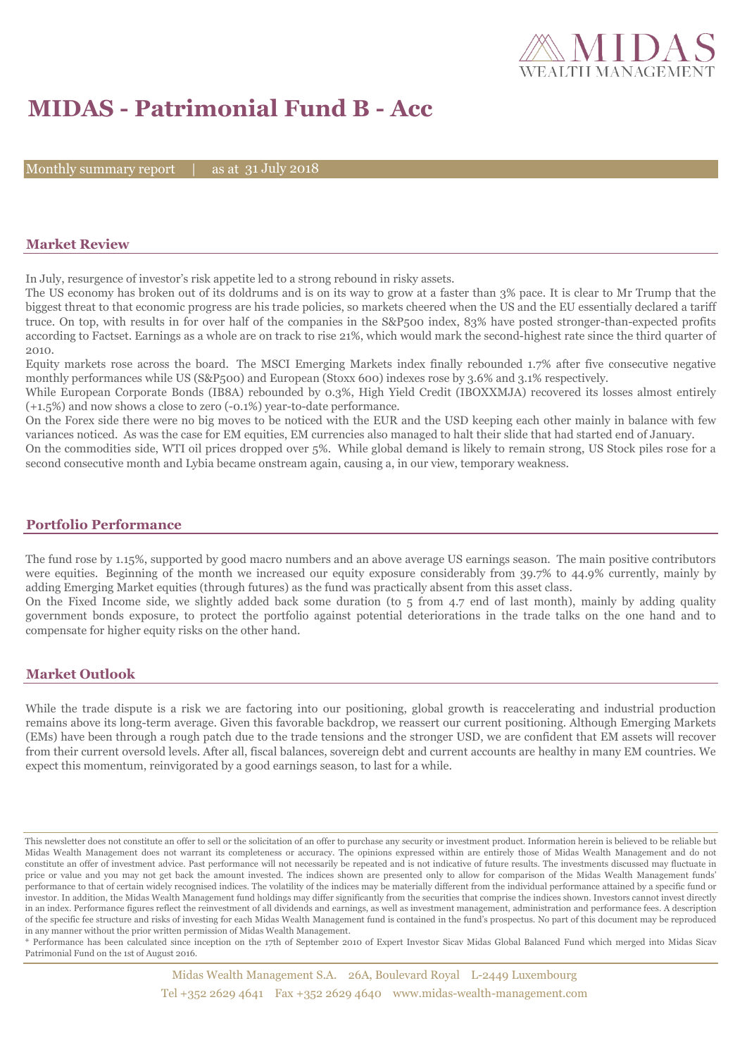# MIDAS - Patrimonial Fund B - Acc

Monthly summary report | as at 31 July 2018

## Market Review

In July, resurgence of investor's risk appetite led to a strong rebound in risky assets.

The US economy has broken out of its doldrums and is on its way to grow at a faster than 3% pace. It is clear to Mr Trump that the biggest threat to that economic progress are his trade policies, so markets cheered when the US and the EU essentially declared a tariff truce. On top, with results in for over half of the companies in the S&P500 index, 83% have posted stronger-than-expected profits according to Factset. Earnings as a whole are on track to rise 21%, which would mark the second-highest rate since the third quarter of 2010.

Equity markets rose across the board. The MSCI Emerging Markets index finally rebounded 1.7% after five consecutive negative monthly performances while US (S&P500) and European (Stoxx 600) indexes rose by 3.6% and 3.1% respectively.

While European Corporate Bonds (IB8A) rebounded by 0.3%, High Yield Credit (IBOXXMJA) recovered its losses almost entirely (+1.5%) and now shows a close to zero (-0.1%) year-to-date performance.

On the Forex side there were no big moves to be noticed with the EUR and the USD keeping each other mainly in balance with few variances noticed. As was the case for EM equities, EM currencies also managed to halt their slide that had started end of January.

On the commodities side, WTI oil prices dropped over 5%. While global demand is likely to remain strong, US Stock piles rose for a second consecutive month and Lybia became onstream again, causing a, in our view, temporary weakness.

## Portfolio Performance

The fund rose by 1.15%, supported by good macro numbers and an above average US earnings season. The main positive contributors were equities. Beginning of the month we increased our equity exposure considerably from 39.7% to 44.9% currently, mainly by adding Emerging Market equities (through futures) as the fund was practically absent from this asset class.

On the Fixed Income side, we slightly added back some duration (to 5 from 4.7 end of last month), mainly by adding quality government bonds exposure, to protect the portfolio against potential deteriorations in the trade talks on the one hand and to compensate for higher equity risks on the other hand.

## Market Outlook

While the trade dispute is a risk we are factoring into our positioning, global growth is reaccelerating and industrial production remains above its long-term average. Given this favorable backdrop, we reassert our current positioning. Although Emerging Markets (EMs) have been through a rough patch due to the trade tensions and the stronger USD, we are confident that EM assets will recover from their current oversold levels. After all, fiscal balances, sovereign debt and current accounts are healthy in many EM countries. We expect this momentum, reinvigorated by a good earnings season, to last for a while.

This newsletter does not constitute an offer to sell or the solicitation of an offer to purchase any security or investment product. Information herein is believed to be reliable but Midas Wealth Management does not warrant its completeness or accuracy. The opinions expressed within are entirely those of Midas Wealth Management and do not constitute an offer of investment advice. Past performance will not necessarily be repeated and is not indicative of future results. The investments discussed may fluctuate in price or value and you may not get back the amount invested. The indices shown are presented only to allow for comparison of the Midas Wealth Management funds' performance to that of certain widely recognised indices. The volatility of the indices may be materially different from the individual performance attained by a specific fund or investor. In addition, the Midas Wealth Management fund holdings may differ significantly from the securities that comprise the indices shown. Investors cannot invest directly in an index. Performance figures reflect the reinvestment of all dividends and earnings, as well as investment management, administration and performance fees. A description of the specific fee structure and risks of investing for each Midas Wealth Management fund is contained in the fund's prospectus. No part of this document may be reproduced in any manner without the prior written permission of Midas Wealth Management.

\* Performance has been calculated since inception on the 17th of September 2010 of Expert Investor Sicav Midas Global Balanced Fund which merged into Midas Sicav Patrimonial Fund on the 1st of August 2016.

Midas Wealth Management S.A. 26A, Boulevard Royal L-2449 Luxembourg
Tel +352 2629 4641 Fax +352 2629 4640 www.midas-wealth-management.com